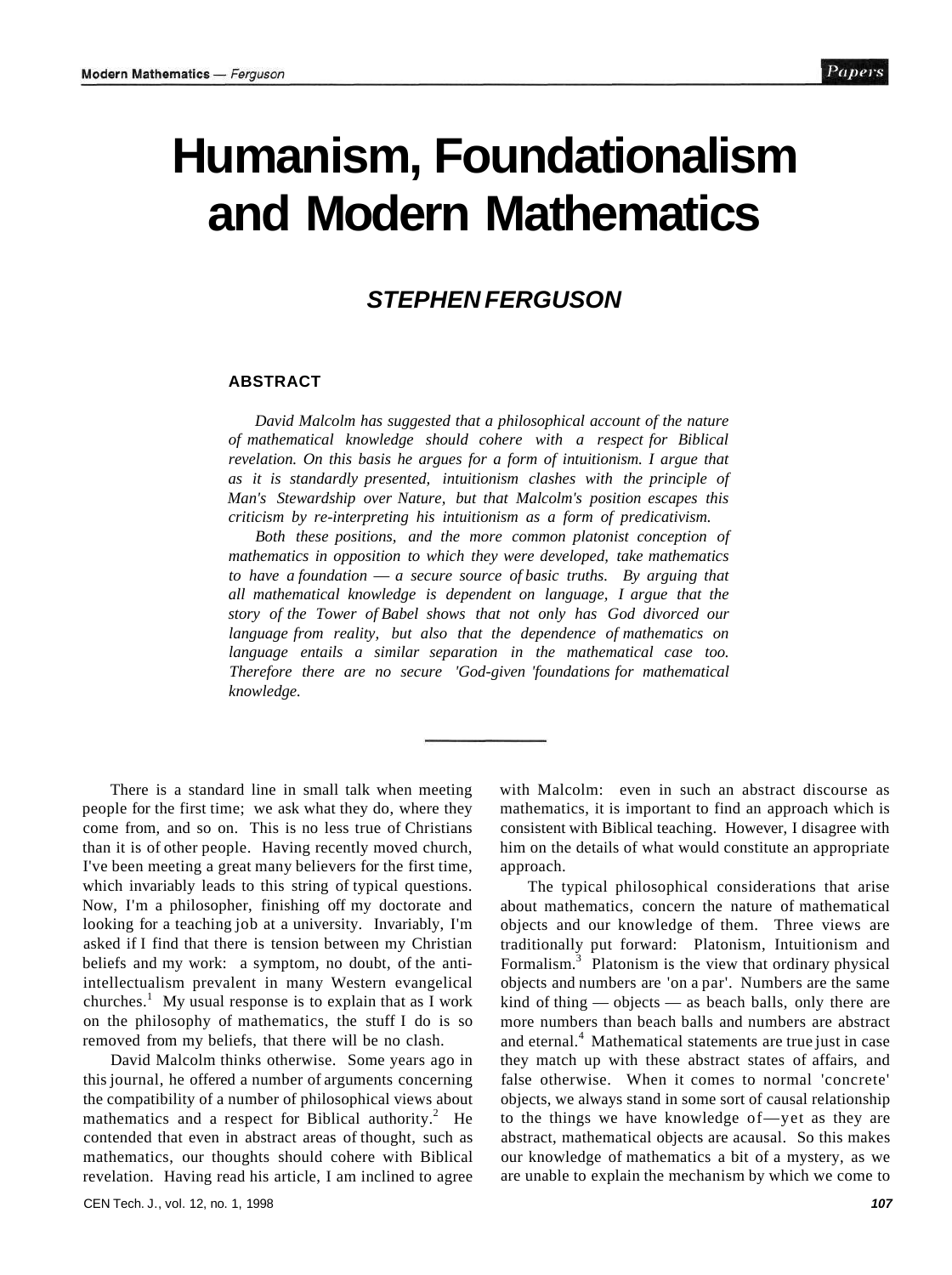# Humanism, Foundationalism and Modern Mathematics

## STEPHEN FERGUSON

### ABSTRACT

*David Malcolm has suggested that a philosophical account of the nature of mathematical knowledge should cohere with a respect for Biblical revelation. On this basis he argues for a form of intuitionism. I argue that as it is standardly presented, intuitionism clashes with the principle of Man's Stewardship over Nature, but that Malcolm's position escapes this criticism by re-interpreting his intuitionism as a form of predicativism.*

*Both these positions, and the more common platonist conception of mathematics in opposition to which they were developed, take mathematics to have a foundation — a secure source of basic truths. By arguing that all mathematical knowledge is dependent on language, I argue that the story of the Tower of Babel shows that not only has God divorced our language from reality, but also that the dependence of mathematics on language entails a similar separation in the mathematical case too. Therefore there are no secure 'God-given 'foundations for mathematical knowledge.*

---

There is a standard line in small talk when meeting people for the first time; we ask what they do, where they come from, and so on. This is no less true of Christians than it is of other people. Having recently moved church, I've been meeting a great many believers for the first time, which invariably leads to this string of typical questions. Now, I'm a philosopher, finishing off my doctorate and looking for a teaching job at a university. Invariably, I'm asked if I find that there is tension between my Christian beliefs and my work: a symptom, no doubt, of the anti-intellectualism prevalent in many Western evangelical churches.[1] My usual response is to explain that as I work on the philosophy of mathematics, the stuff I do is so removed from my beliefs, that there will be no clash.

David Malcolm thinks otherwise. Some years ago in this journal, he offered a number of arguments concerning the compatibility of a number of philosophical views about mathematics and a respect for Biblical authority.[2] He contended that even in abstract areas of thought, such as mathematics, our thoughts should cohere with Biblical revelation. Having read his article, I am inclined to agree with Malcolm: even in such an abstract discourse as mathematics, it is important to find an approach which is consistent with Biblical teaching. However, I disagree with him on the details of what would constitute an appropriate approach.

The typical philosophical considerations that arise about mathematics, concern the nature of mathematical objects and our knowledge of them. Three views are traditionally put forward: Platonism, Intuitionism and Formalism.[3] Platonism is the view that ordinary physical objects and numbers are 'on a par'. Numbers are the same kind of thing — objects — as beach balls, only there are more numbers than beach balls and numbers are abstract and eternal.[4] Mathematical statements are true just in case they match up with these abstract states of affairs, and false otherwise. When it comes to normal 'concrete' objects, we always stand in some sort of causal relationship to the things we have knowledge of—yet as they are abstract, mathematical objects are acausal. So this makes our knowledge of mathematics a bit of a mystery, as we are unable to explain the mechanism by which we come to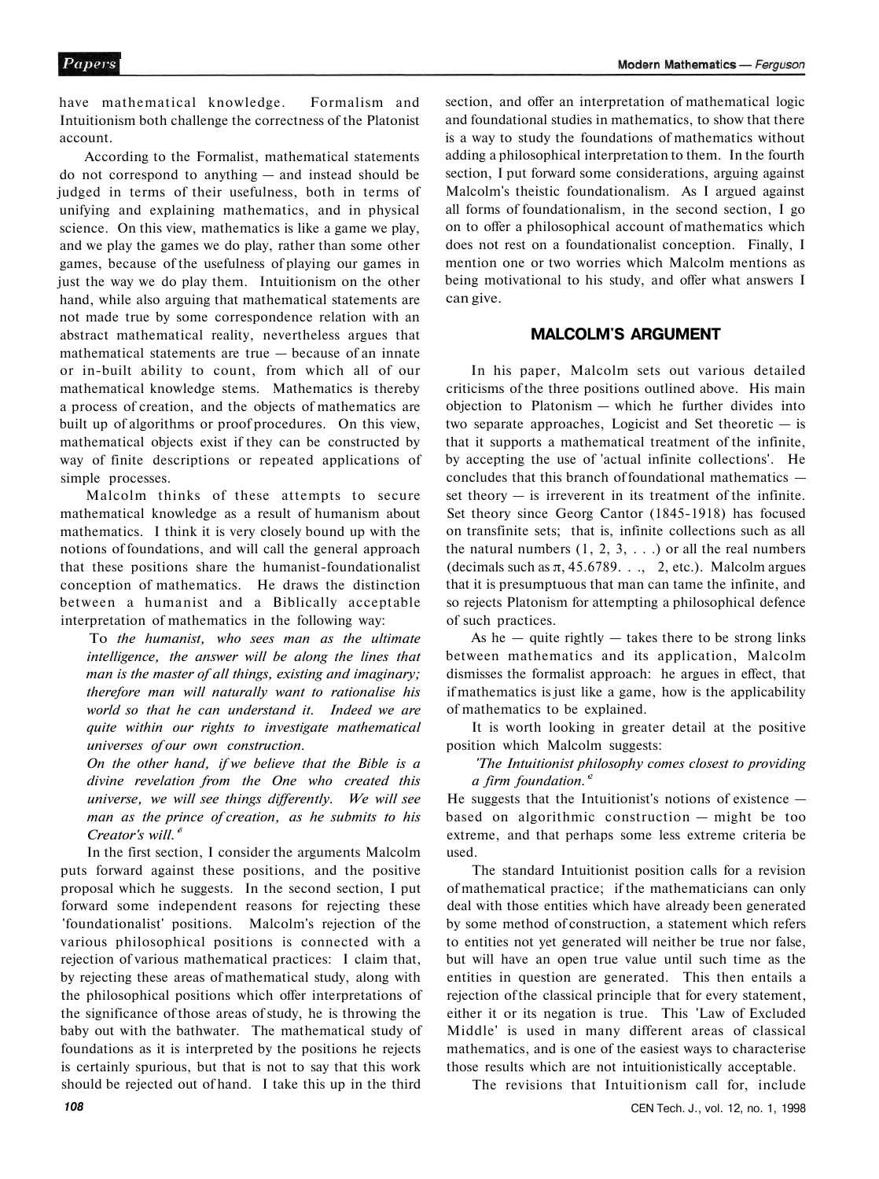have mathematical knowledge. Formalism and Intuitionism both challenge the correctness of the Platonist account.

According to the Formalist, mathematical statements do not correspond to anything — and instead should be judged in terms of their usefulness, both in terms of unifying and explaining mathematics, and in physical science. On this view, mathematics is like a game we play, and we play the games we do play, rather than some other games, because of the usefulness of playing our games in just the way we do play them. Intuitionism on the other hand, while also arguing that mathematical statements are not made true by some correspondence relation with an abstract mathematical reality, nevertheless argues that mathematical statements are true — because of an innate or in-built ability to count, from which all of our mathematical knowledge stems. Mathematics is thereby a process of creation, and the objects of mathematics are built up of algorithms or proof procedures. On this view, mathematical objects exist if they can be constructed by way of finite descriptions or repeated applications of simple processes.

Malcolm thinks of these attempts to secure mathematical knowledge as a result of humanism about mathematics. I think it is very closely bound up with the notions of foundations, and will call the general approach that these positions share the humanist-foundationalist conception of mathematics. He draws the distinction between a humanist and a Biblically acceptable interpretation of mathematics in the following way:

> *To the humanist, who sees man as the ultimate intelligence, the answer will be along the lines that man is the master of all things, existing and imaginary; therefore man will naturally want to rationalise his world so that he can understand it. Indeed we are quite within our rights to investigate mathematical universes of our own construction.*
>
> *On the other hand, if we believe that the Bible is a divine revelation from the One who created this universe, we will see things differently. We will see man as the prince of creation, as he submits to his Creator's will.*[6]

In the first section, I consider the arguments Malcolm puts forward against these positions, and the positive proposal which he suggests. In the second section, I put forward some independent reasons for rejecting these 'foundationalist' positions. Malcolm's rejection of the various philosophical positions is connected with a rejection of various mathematical practices: I claim that, by rejecting these areas of mathematical study, along with the philosophical positions which offer interpretations of the significance of those areas of study, he is throwing the baby out with the bathwater. The mathematical study of foundations as it is interpreted by the positions he rejects is certainly spurious, but that is not to say that this work should be rejected out of hand. I take this up in the third section, and offer an interpretation of mathematical logic and foundational studies in mathematics, to show that there is a way to study the foundations of mathematics without adding a philosophical interpretation to them. In the fourth section, I put forward some considerations, arguing against Malcolm's theistic foundationalism. As I argued against all forms of foundationalism, in the second section, I go on to offer a philosophical account of mathematics which does not rest on a foundationalist conception. Finally, I mention one or two worries which Malcolm mentions as being motivational to his study, and offer what answers I can give.

## MALCOLM'S ARGUMENT

In his paper, Malcolm sets out various detailed criticisms of the three positions outlined above. His main objection to Platonism — which he further divides into two separate approaches, Logicist and Set theoretic — is that it supports a mathematical treatment of the infinite, by accepting the use of 'actual infinite collections'. He concludes that this branch of foundational mathematics — set theory — is irreverent in its treatment of the infinite. Set theory since Georg Cantor (1845-1918) has focused on transfinite sets; that is, infinite collections such as all the natural numbers (1, 2, 3, . . .) or all the real numbers (decimals such as π, 45.6789. . ., 2, etc.). Malcolm argues that it is presumptuous that man can tame the infinite, and so rejects Platonism for attempting a philosophical defence of such practices.

As he — quite rightly — takes there to be strong links between mathematics and its application, Malcolm dismisses the formalist approach: he argues in effect, that if mathematics is just like a game, how is the applicability of mathematics to be explained.

It is worth looking in greater detail at the positive position which Malcolm suggests:

> *'The Intuitionist philosophy comes closest to providing a firm foundation.'*[e]

He suggests that the Intuitionist's notions of existence — based on algorithmic construction — might be too extreme, and that perhaps some less extreme criteria be used.

The standard Intuitionist position calls for a revision of mathematical practice; if the mathematicians can only deal with those entities which have already been generated by some method of construction, a statement which refers to entities not yet generated will neither be true nor false, but will have an open true value until such time as the entities in question are generated. This then entails a rejection of the classical principle that for every statement, either it or its negation is true. This 'Law of Excluded Middle' is used in many different areas of classical mathematics, and is one of the easiest ways to characterise those results which are not intuitionistically acceptable.

The revisions that Intuitionism call for, include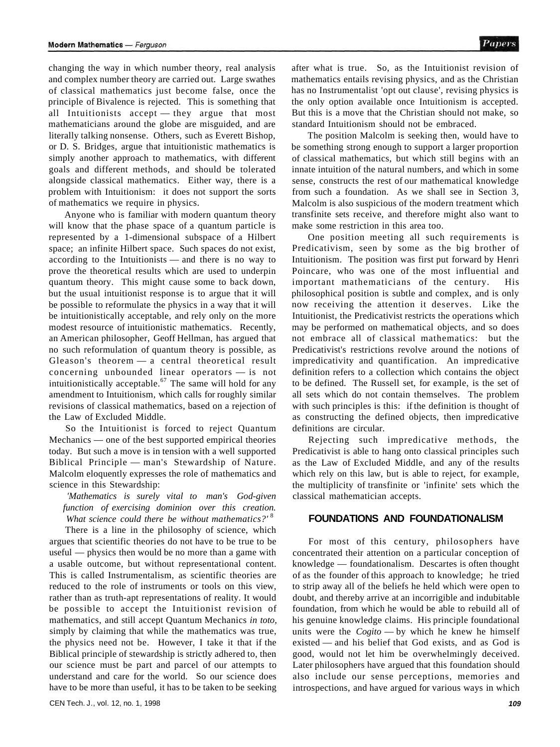changing the way in which number theory, real analysis and complex number theory are carried out. Large swathes of classical mathematics just become false, once the principle of Bivalence is rejected. This is something that all Intuitionists accept — they argue that most mathematicians around the globe are misguided, and are literally talking nonsense. Others, such as Everett Bishop, or D. S. Bridges, argue that intuitionistic mathematics is simply another approach to mathematics, with different goals and different methods, and should be tolerated alongside classical mathematics. Either way, there is a problem with Intuitionism: it does not support the sorts of mathematics we require in physics.

Anyone who is familiar with modern quantum theory will know that the phase space of a quantum particle is represented by a 1-dimensional subspace of a Hilbert space; an infinite Hilbert space. Such spaces do not exist, according to the Intuitionists — and there is no way to prove the theoretical results which are used to underpin quantum theory. This might cause some to back down, but the usual intuitionist response is to argue that it will be possible to reformulate the physics in a way that it will be intuitionistically acceptable, and rely only on the more modest resource of intuitionistic mathematics. Recently, an American philosopher, Geoff Hellman, has argued that no such reformulation of quantum theory is possible, as Gleason's theorem — a central theoretical result concerning unbounded linear operators — is not intuitionistically acceptable.[67] The same will hold for any amendment to Intuitionism, which calls for roughly similar revisions of classical mathematics, based on a rejection of the Law of Excluded Middle.

So the Intuitionist is forced to reject Quantum Mechanics — one of the best supported empirical theories today. But such a move is in tension with a well supported Biblical Principle — man's Stewardship of Nature. Malcolm eloquently expresses the role of mathematics and science in this Stewardship:

> *'Mathematics is surely vital to man's God-given function of exercising dominion over this creation. What science could there be without mathematics?'* [8]

There is a line in the philosophy of science, which argues that scientific theories do not have to be true to be useful — physics then would be no more than a game with a usable outcome, but without representational content. This is called Instrumentalism, as scientific theories are reduced to the role of instruments or tools on this view, rather than as truth-apt representations of reality. It would be possible to accept the Intuitionist revision of mathematics, and still accept Quantum Mechanics *in toto,* simply by claiming that while the mathematics was true, the physics need not be. However, I take it that if the Biblical principle of stewardship is strictly adhered to, then our science must be part and parcel of our attempts to understand and care for the world. So our science does have to be more than useful, it has to be taken to be seeking after what is true. So, as the Intuitionist revision of mathematics entails revising physics, and as the Christian has no Instrumentalist 'opt out clause', revising physics is the only option available once Intuitionism is accepted. But this is a move that the Christian should not make, so standard Intuitionism should not be embraced.

The position Malcolm is seeking then, would have to be something strong enough to support a larger proportion of classical mathematics, but which still begins with an innate intuition of the natural numbers, and which in some sense, constructs the rest of our mathematical knowledge from such a foundation. As we shall see in Section 3, Malcolm is also suspicious of the modern treatment which transfinite sets receive, and therefore might also want to make some restriction in this area too.

One position meeting all such requirements is Predicativism, seen by some as the big brother of Intuitionism. The position was first put forward by Henri Poincare, who was one of the most influential and important mathematicians of the century. His philosophical position is subtle and complex, and is only now receiving the attention it deserves. Like the Intuitionist, the Predicativist restricts the operations which may be performed on mathematical objects, and so does not embrace all of classical mathematics: but the Predicativist's restrictions revolve around the notions of impredicativity and quantification. An impredicative definition refers to a collection which contains the object to be defined. The Russell set, for example, is the set of all sets which do not contain themselves. The problem with such principles is this: if the definition is thought of as constructing the defined objects, then impredicative definitions are circular.

Rejecting such impredicative methods, the Predicativist is able to hang onto classical principles such as the Law of Excluded Middle, and any of the results which rely on this law, but is able to reject, for example, the multiplicity of transfinite or 'infinite' sets which the classical mathematician accepts.

## FOUNDATIONS AND FOUNDATIONALISM

For most of this century, philosophers have concentrated their attention on a particular conception of knowledge — foundationalism. Descartes is often thought of as the founder of this approach to knowledge; he tried to strip away all of the beliefs he held which were open to doubt, and thereby arrive at an incorrigible and indubitable foundation, from which he would be able to rebuild all of his genuine knowledge claims. His principle foundational units were the *Cogito* — by which he knew he himself existed — and his belief that God exists, and as God is good, would not let him be overwhelmingly deceived. Later philosophers have argued that this foundation should also include our sense perceptions, memories and introspections, and have argued for various ways in which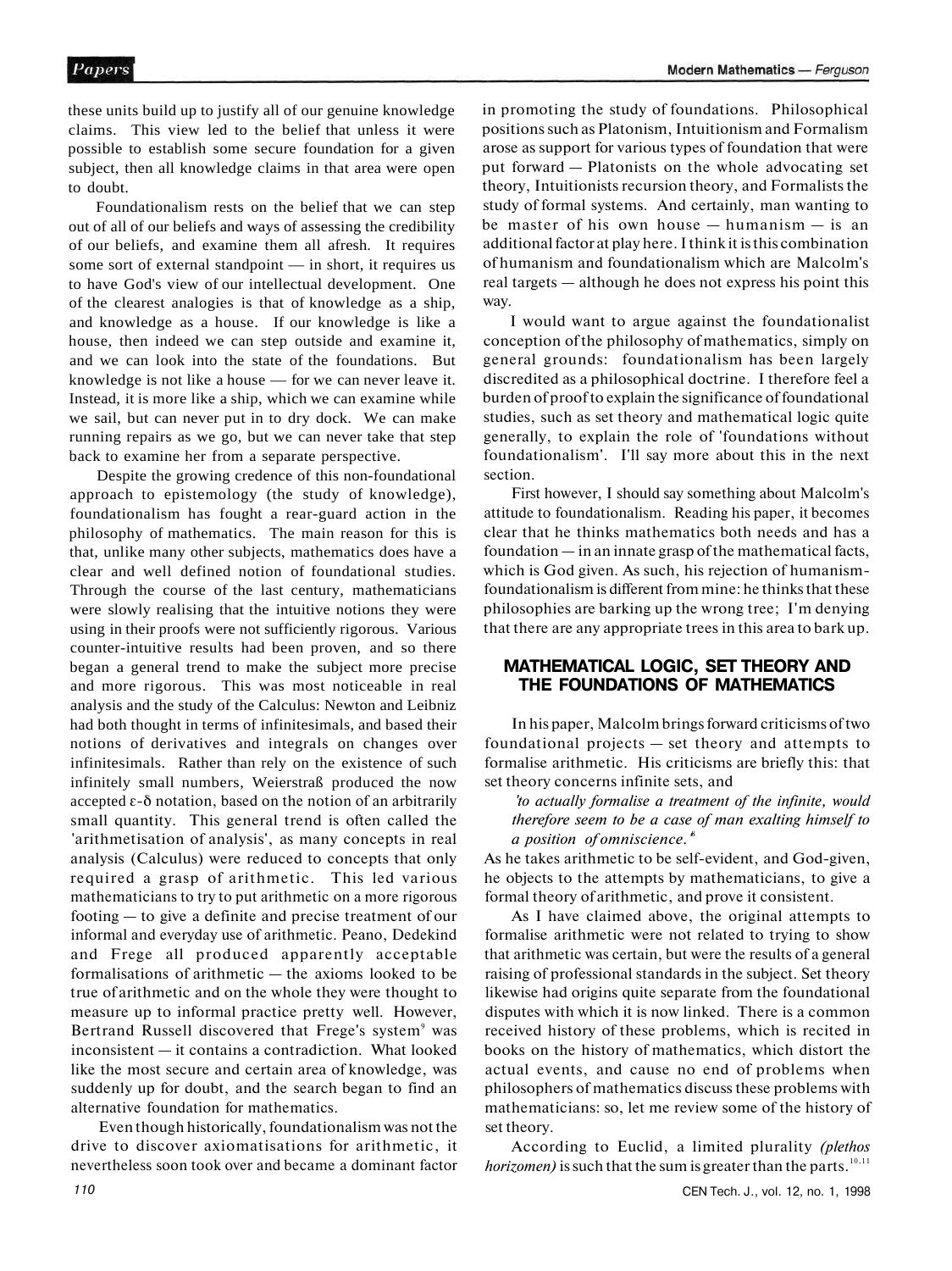these units build up to justify all of our genuine knowledge claims. This view led to the belief that unless it were possible to establish some secure foundation for a given subject, then all knowledge claims in that area were open to doubt.

Foundationalism rests on the belief that we can step out of all of our beliefs and ways of assessing the credibility of our beliefs, and examine them all afresh. It requires some sort of external standpoint — in short, it requires us to have God's view of our intellectual development. One of the clearest analogies is that of knowledge as a ship, and knowledge as a house. If our knowledge is like a house, then indeed we can step outside and examine it, and we can look into the state of the foundations. But knowledge is not like a house — for we can never leave it. Instead, it is more like a ship, which we can examine while we sail, but can never put in to dry dock. We can make running repairs as we go, but we can never take that step back to examine her from a separate perspective.

Despite the growing credence of this non-foundational approach to epistemology (the study of knowledge), foundationalism has fought a rear-guard action in the philosophy of mathematics. The main reason for this is that, unlike many other subjects, mathematics does have a clear and well defined notion of foundational studies. Through the course of the last century, mathematicians were slowly realising that the intuitive notions they were using in their proofs were not sufficiently rigorous. Various counter-intuitive results had been proven, and so there began a general trend to make the subject more precise and more rigorous. This was most noticeable in real analysis and the study of the Calculus: Newton and Leibniz had both thought in terms of infinitesimals, and based their notions of derivatives and integrals on changes over infinitesimals. Rather than rely on the existence of such infinitely small numbers, Weierstraß produced the now accepted $\varepsilon$-$\delta$ notation, based on the notion of an arbitrarily small quantity. This general trend is often called the 'arithmetisation of analysis', as many concepts in real analysis (Calculus) were reduced to concepts that only required a grasp of arithmetic. This led various mathematicians to try to put arithmetic on a more rigorous footing — to give a definite and precise treatment of our informal and everyday use of arithmetic. Peano, Dedekind and Frege all produced apparently acceptable formalisations of arithmetic — the axioms looked to be true of arithmetic and on the whole they were thought to measure up to informal practice pretty well. However, Bertrand Russell discovered that Frege's system[9] was inconsistent — it contains a contradiction. What looked like the most secure and certain area of knowledge, was suddenly up for doubt, and the search began to find an alternative foundation for mathematics.

Even though historically, foundationalism was not the drive to discover axiomatisations for arithmetic, it nevertheless soon took over and became a dominant factor in promoting the study of foundations. Philosophical positions such as Platonism, Intuitionism and Formalism arose as support for various types of foundation that were put forward — Platonists on the whole advocating set theory, Intuitionists recursion theory, and Formalists the study of formal systems. And certainly, man wanting to be master of his own house — humanism — is an additional factor at play here. I think it is this combination of humanism and foundationalism which are Malcolm's real targets — although he does not express his point this way.

I would want to argue against the foundationalist conception of the philosophy of mathematics, simply on general grounds: foundationalism has been largely discredited as a philosophical doctrine. I therefore feel a burden of proof to explain the significance of foundational studies, such as set theory and mathematical logic quite generally, to explain the role of 'foundations without foundationalism'. I'll say more about this in the next section.

First however, I should say something about Malcolm's attitude to foundationalism. Reading his paper, it becomes clear that he thinks mathematics both needs and has a foundation — in an innate grasp of the mathematical facts, which is God given. As such, his rejection of humanism-foundationalism is different from mine: he thinks that these philosophies are barking up the wrong tree; I'm denying that there are any appropriate trees in this area to bark up.

## MATHEMATICAL LOGIC, SET THEORY AND THE FOUNDATIONS OF MATHEMATICS

In his paper, Malcolm brings forward criticisms of two foundational projects — set theory and attempts to formalise arithmetic. His criticisms are briefly this: that set theory concerns infinite sets, and

> *'to actually formalise a treatment of the infinite, would therefore seem to be a case of man exalting himself to a position of omniscience.'*[8]

As he takes arithmetic to be self-evident, and God-given, he objects to the attempts by mathematicians, to give a formal theory of arithmetic, and prove it consistent.

As I have claimed above, the original attempts to formalise arithmetic were not related to trying to show that arithmetic was certain, but were the results of a general raising of professional standards in the subject. Set theory likewise had origins quite separate from the foundational disputes with which it is now linked. There is a common received history of these problems, which is recited in books on the history of mathematics, which distort the actual events, and cause no end of problems when philosophers of mathematics discuss these problems with mathematicians: so, let me review some of the history of set theory.

According to Euclid, a limited plurality *(plethos horizomen)* is such that the sum is greater than the parts.[10,11]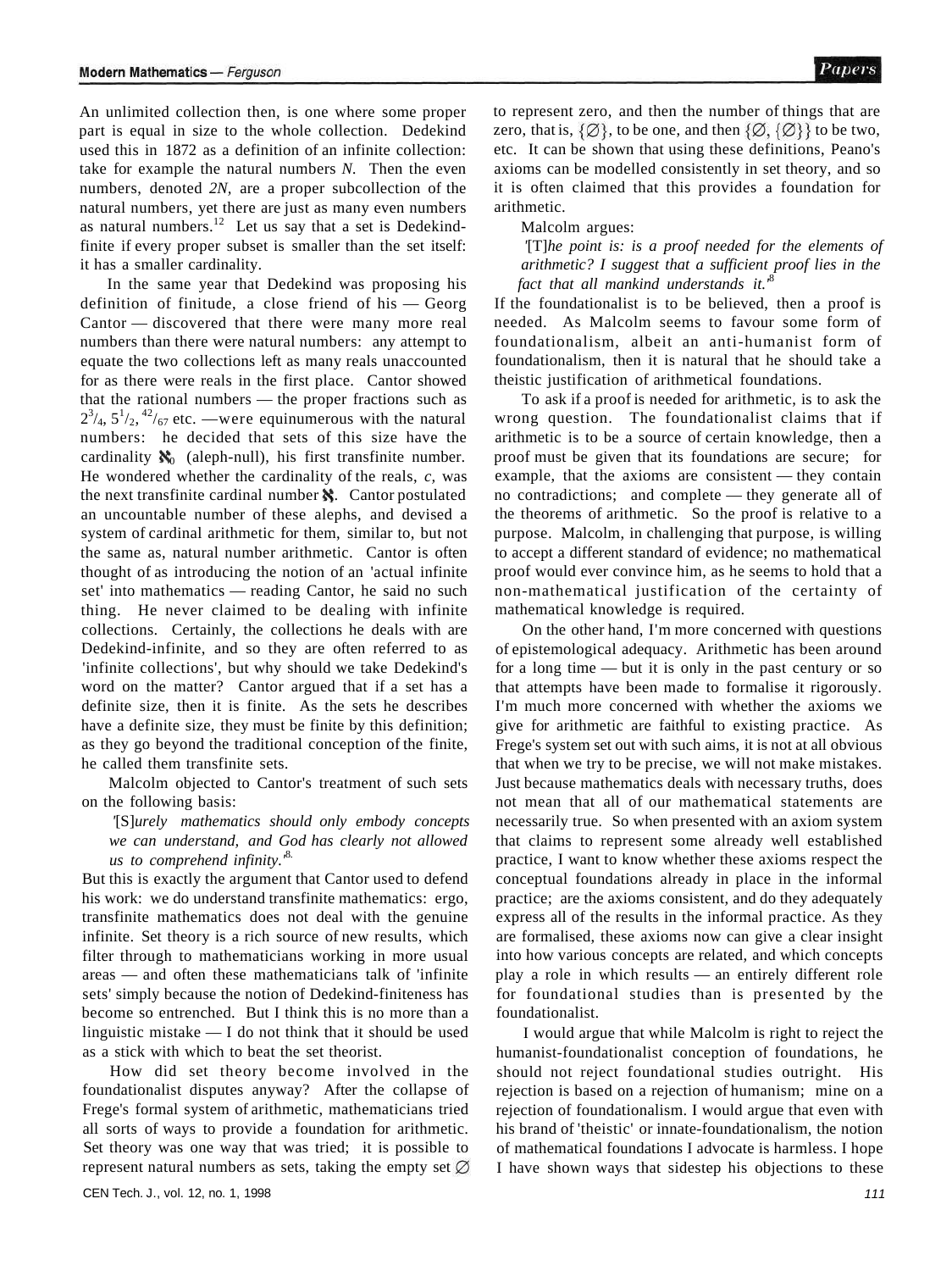An unlimited collection then, is one where some proper part is equal in size to the whole collection. Dedekind used this in 1872 as a definition of an infinite collection: take for example the natural numbers *N*. Then the even numbers, denoted *2N*, are a proper subcollection of the natural numbers, yet there are just as many even numbers as natural numbers.[12] Let us say that a set is Dedekind-finite if every proper subset is smaller than the set itself: it has a smaller cardinality.

In the same year that Dedekind was proposing his definition of finitude, a close friend of his — Georg Cantor — discovered that there were many more real numbers than there were natural numbers: any attempt to equate the two collections left as many reals unaccounted for as there were reals in the first place. Cantor showed that the rational numbers — the proper fractions such as $2^3/_4$, $5^1/_2$, $^{42}/_{67}$ etc. —were equinumerous with the natural numbers: he decided that sets of this size have the cardinality $\aleph_0$ (aleph-null), his first transfinite number. He wondered whether the cardinality of the reals, *c*, was the next transfinite cardinal number $\aleph$. Cantor postulated an uncountable number of these alephs, and devised a system of cardinal arithmetic for them, similar to, but not the same as, natural number arithmetic. Cantor is often thought of as introducing the notion of an 'actual infinite set' into mathematics — reading Cantor, he said no such thing. He never claimed to be dealing with infinite collections. Certainly, the collections he deals with are Dedekind-infinite, and so they are often referred to as 'infinite collections', but why should we take Dedekind's word on the matter? Cantor argued that if a set has a definite size, then it is finite. As the sets he describes have a definite size, they must be finite by this definition; as they go beyond the traditional conception of the finite, he called them transfinite sets.

Malcolm objected to Cantor's treatment of such sets on the following basis:

> '[S]*urely mathematics should only embody concepts we can understand, and God has clearly not allowed us to comprehend infinity.*'[8]

But this is exactly the argument that Cantor used to defend his work: we do understand transfinite mathematics: ergo, transfinite mathematics does not deal with the genuine infinite. Set theory is a rich source of new results, which filter through to mathematicians working in more usual areas — and often these mathematicians talk of 'infinite sets' simply because the notion of Dedekind-finiteness has become so entrenched. But I think this is no more than a linguistic mistake — I do not think that it should be used as a stick with which to beat the set theorist.

How did set theory become involved in the foundationalist disputes anyway? After the collapse of Frege's formal system of arithmetic, mathematicians tried all sorts of ways to provide a foundation for arithmetic. Set theory was one way that was tried; it is possible to represent natural numbers as sets, taking the empty set $\varnothing$ to represent zero, and then the number of things that are zero, that is, $\{\varnothing\}$, to be one, and then $\{\varnothing, \{\varnothing\}\}$ to be two, etc. It can be shown that using these definitions, Peano's axioms can be modelled consistently in set theory, and so it is often claimed that this provides a foundation for arithmetic.

Malcolm argues:

> '[T]*he point is: is a proof needed for the elements of arithmetic? I suggest that a sufficient proof lies in the fact that all mankind understands it.*'[8]

If the foundationalist is to be believed, then a proof is needed. As Malcolm seems to favour some form of foundationalism, albeit an anti-humanist form of foundationalism, then it is natural that he should take a theistic justification of arithmetical foundations.

To ask if a proof is needed for arithmetic, is to ask the wrong question. The foundationalist claims that if arithmetic is to be a source of certain knowledge, then a proof must be given that its foundations are secure; for example, that the axioms are consistent — they contain no contradictions; and complete — they generate all of the theorems of arithmetic. So the proof is relative to a purpose. Malcolm, in challenging that purpose, is willing to accept a different standard of evidence; no mathematical proof would ever convince him, as he seems to hold that a non-mathematical justification of the certainty of mathematical knowledge is required.

On the other hand, I'm more concerned with questions of epistemological adequacy. Arithmetic has been around for a long time — but it is only in the past century or so that attempts have been made to formalise it rigorously. I'm much more concerned with whether the axioms we give for arithmetic are faithful to existing practice. As Frege's system set out with such aims, it is not at all obvious that when we try to be precise, we will not make mistakes. Just because mathematics deals with necessary truths, does not mean that all of our mathematical statements are necessarily true. So when presented with an axiom system that claims to represent some already well established practice, I want to know whether these axioms respect the conceptual foundations already in place in the informal practice; are the axioms consistent, and do they adequately express all of the results in the informal practice. As they are formalised, these axioms now can give a clear insight into how various concepts are related, and which concepts play a role in which results — an entirely different role for foundational studies than is presented by the foundationalist.

I would argue that while Malcolm is right to reject the humanist-foundationalist conception of foundations, he should not reject foundational studies outright. His rejection is based on a rejection of humanism; mine on a rejection of foundationalism. I would argue that even with his brand of 'theistic' or innate-foundationalism, the notion of mathematical foundations I advocate is harmless. I hope I have shown ways that sidestep his objections to these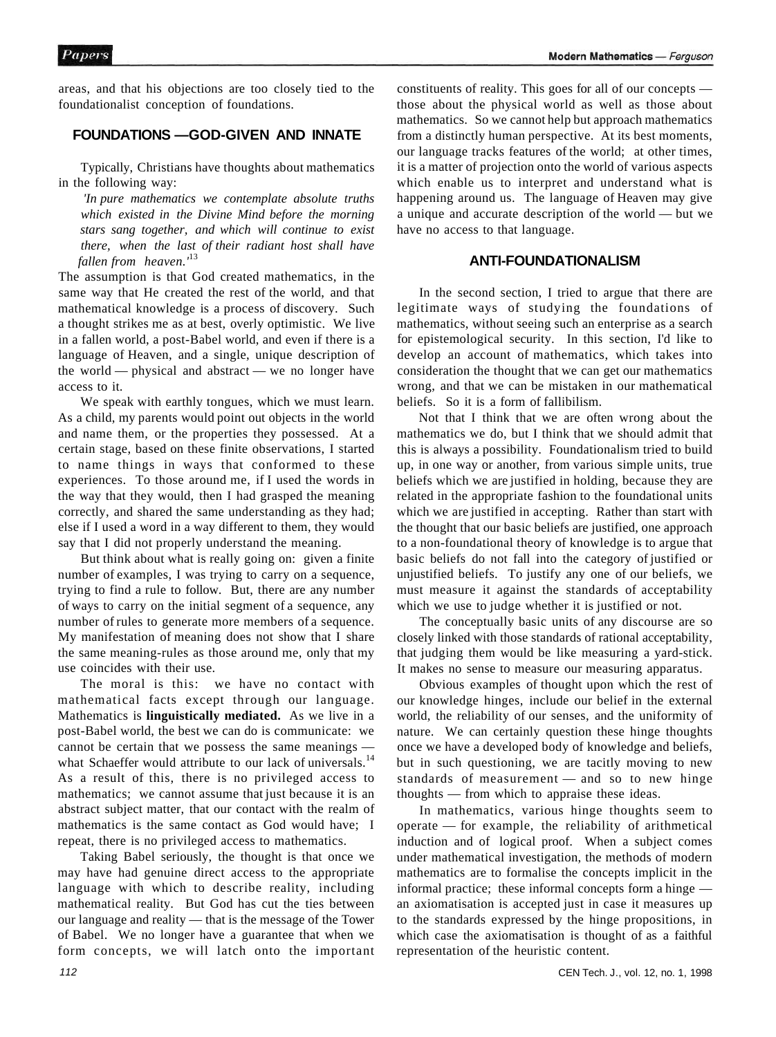areas, and that his objections are too closely tied to the foundationalist conception of foundations.

## FOUNDATIONS — GOD-GIVEN AND INNATE

Typically, Christians have thoughts about mathematics in the following way:

> *'In pure mathematics we contemplate absolute truths which existed in the Divine Mind before the morning stars sang together, and which will continue to exist there, when the last of their radiant host shall have fallen from heaven.'*[13]

The assumption is that God created mathematics, in the same way that He created the rest of the world, and that mathematical knowledge is a process of discovery. Such a thought strikes me as at best, overly optimistic. We live in a fallen world, a post-Babel world, and even if there is a language of Heaven, and a single, unique description of the world — physical and abstract — we no longer have access to it.

We speak with earthly tongues, which we must learn. As a child, my parents would point out objects in the world and name them, or the properties they possessed. At a certain stage, based on these finite observations, I started to name things in ways that conformed to these experiences. To those around me, if I used the words in the way that they would, then I had grasped the meaning correctly, and shared the same understanding as they had; else if I used a word in a way different to them, they would say that I did not properly understand the meaning.

But think about what is really going on: given a finite number of examples, I was trying to carry on a sequence, trying to find a rule to follow. But, there are any number of ways to carry on the initial segment of a sequence, any number of rules to generate more members of a sequence. My manifestation of meaning does not show that I share the same meaning-rules as those around me, only that my use coincides with their use.

The moral is this: we have no contact with mathematical facts except through our language. Mathematics is **linguistically mediated.** As we live in a post-Babel world, the best we can do is communicate: we cannot be certain that we possess the same meanings — what Schaeffer would attribute to our lack of universals.[14] As a result of this, there is no privileged access to mathematics; we cannot assume that just because it is an abstract subject matter, that our contact with the realm of mathematics is the same contact as God would have; I repeat, there is no privileged access to mathematics.

Taking Babel seriously, the thought is that once we may have had genuine direct access to the appropriate language with which to describe reality, including mathematical reality. But God has cut the ties between our language and reality — that is the message of the Tower of Babel. We no longer have a guarantee that when we form concepts, we will latch onto the important constituents of reality. This goes for all of our concepts — those about the physical world as well as those about mathematics. So we cannot help but approach mathematics from a distinctly human perspective. At its best moments, our language tracks features of the world; at other times, it is a matter of projection onto the world of various aspects which enable us to interpret and understand what is happening around us. The language of Heaven may give a unique and accurate description of the world — but we have no access to that language.

## ANTI-FOUNDATIONALISM

In the second section, I tried to argue that there are legitimate ways of studying the foundations of mathematics, without seeing such an enterprise as a search for epistemological security. In this section, I'd like to develop an account of mathematics, which takes into consideration the thought that we can get our mathematics wrong, and that we can be mistaken in our mathematical beliefs. So it is a form of fallibilism.

Not that I think that we are often wrong about the mathematics we do, but I think that we should admit that this is always a possibility. Foundationalism tried to build up, in one way or another, from various simple units, true beliefs which we are justified in holding, because they are related in the appropriate fashion to the foundational units which we are justified in accepting. Rather than start with the thought that our basic beliefs are justified, one approach to a non-foundational theory of knowledge is to argue that basic beliefs do not fall into the category of justified or unjustified beliefs. To justify any one of our beliefs, we must measure it against the standards of acceptability which we use to judge whether it is justified or not.

The conceptually basic units of any discourse are so closely linked with those standards of rational acceptability, that judging them would be like measuring a yard-stick. It makes no sense to measure our measuring apparatus.

Obvious examples of thought upon which the rest of our knowledge hinges, include our belief in the external world, the reliability of our senses, and the uniformity of nature. We can certainly question these hinge thoughts once we have a developed body of knowledge and beliefs, but in such questioning, we are tacitly moving to new standards of measurement — and so to new hinge thoughts — from which to appraise these ideas.

In mathematics, various hinge thoughts seem to operate — for example, the reliability of arithmetical induction and of logical proof. When a subject comes under mathematical investigation, the methods of modern mathematics are to formalise the concepts implicit in the informal practice; these informal concepts form a hinge — an axiomatisation is accepted just in case it measures up to the standards expressed by the hinge propositions, in which case the axiomatisation is thought of as a faithful representation of the heuristic content.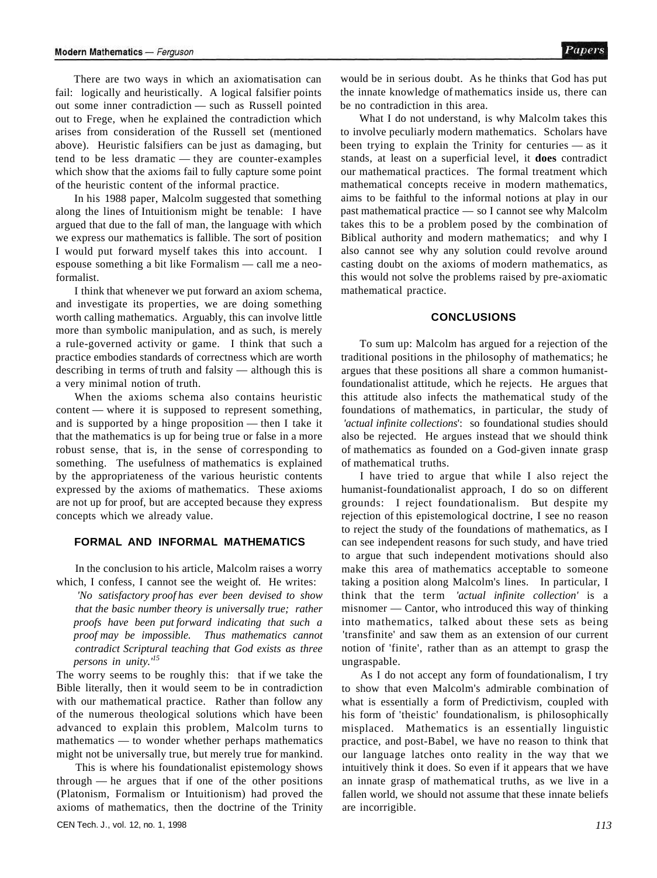There are two ways in which an axiomatisation can fail: logically and heuristically. A logical falsifier points out some inner contradiction — such as Russell pointed out to Frege, when he explained the contradiction which arises from consideration of the Russell set (mentioned above). Heuristic falsifiers can be just as damaging, but tend to be less dramatic — they are counter-examples which show that the axioms fail to fully capture some point of the heuristic content of the informal practice.

In his 1988 paper, Malcolm suggested that something along the lines of Intuitionism might be tenable: I have argued that due to the fall of man, the language with which we express our mathematics is fallible. The sort of position I would put forward myself takes this into account. I espouse something a bit like Formalism — call me a neo-formalist.

I think that whenever we put forward an axiom schema, and investigate its properties, we are doing something worth calling mathematics. Arguably, this can involve little more than symbolic manipulation, and as such, is merely a rule-governed activity or game. I think that such a practice embodies standards of correctness which are worth describing in terms of truth and falsity — although this is a very minimal notion of truth.

When the axioms schema also contains heuristic content — where it is supposed to represent something, and is supported by a hinge proposition — then I take it that the mathematics is up for being true or false in a more robust sense, that is, in the sense of corresponding to something. The usefulness of mathematics is explained by the appropriateness of the various heuristic contents expressed by the axioms of mathematics. These axioms are not up for proof, but are accepted because they express concepts which we already value.

## FORMAL AND INFORMAL MATHEMATICS

In the conclusion to his article, Malcolm raises a worry which, I confess, I cannot see the weight of. He writes:

> *'No satisfactory proof has ever been devised to show that the basic number theory is universally true; rather proofs have been put forward indicating that such a proof may be impossible. Thus mathematics cannot contradict Scriptural teaching that God exists as three persons in unity.'*[15]

The worry seems to be roughly this: that if we take the Bible literally, then it would seem to be in contradiction with our mathematical practice. Rather than follow any of the numerous theological solutions which have been advanced to explain this problem, Malcolm turns to mathematics — to wonder whether perhaps mathematics might not be universally true, but merely true for mankind.

This is where his foundationalist epistemology shows through — he argues that if one of the other positions (Platonism, Formalism or Intuitionism) had proved the axioms of mathematics, then the doctrine of the Trinity would be in serious doubt. As he thinks that God has put the innate knowledge of mathematics inside us, there can be no contradiction in this area.

What I do not understand, is why Malcolm takes this to involve peculiarly modern mathematics. Scholars have been trying to explain the Trinity for centuries — as it stands, at least on a superficial level, it **does** contradict our mathematical practices. The formal treatment which mathematical concepts receive in modern mathematics, aims to be faithful to the informal notions at play in our past mathematical practice — so I cannot see why Malcolm takes this to be a problem posed by the combination of Biblical authority and modern mathematics; and why I also cannot see why any solution could revolve around casting doubt on the axioms of modern mathematics, as this would not solve the problems raised by pre-axiomatic mathematical practice.

## CONCLUSIONS

To sum up: Malcolm has argued for a rejection of the traditional positions in the philosophy of mathematics; he argues that these positions all share a common humanist-foundationalist attitude, which he rejects. He argues that this attitude also infects the mathematical study of the foundations of mathematics, in particular, the study of *'actual infinite collections*': so foundational studies should also be rejected. He argues instead that we should think of mathematics as founded on a God-given innate grasp of mathematical truths.

I have tried to argue that while I also reject the humanist-foundationalist approach, I do so on different grounds: I reject foundationalism. But despite my rejection of this epistemological doctrine, I see no reason to reject the study of the foundations of mathematics, as I can see independent reasons for such study, and have tried to argue that such independent motivations should also make this area of mathematics acceptable to someone taking a position along Malcolm's lines. In particular, I think that the term *'actual infinite collection'* is a misnomer — Cantor, who introduced this way of thinking into mathematics, talked about these sets as being 'transfinite' and saw them as an extension of our current notion of 'finite', rather than as an attempt to grasp the ungraspable.

As I do not accept any form of foundationalism, I try to show that even Malcolm's admirable combination of what is essentially a form of Predictivism, coupled with his form of 'theistic' foundationalism, is philosophically misplaced. Mathematics is an essentially linguistic practice, and post-Babel, we have no reason to think that our language latches onto reality in the way that we intuitively think it does. So even if it appears that we have an innate grasp of mathematical truths, as we live in a fallen world, we should not assume that these innate beliefs are incorrigible.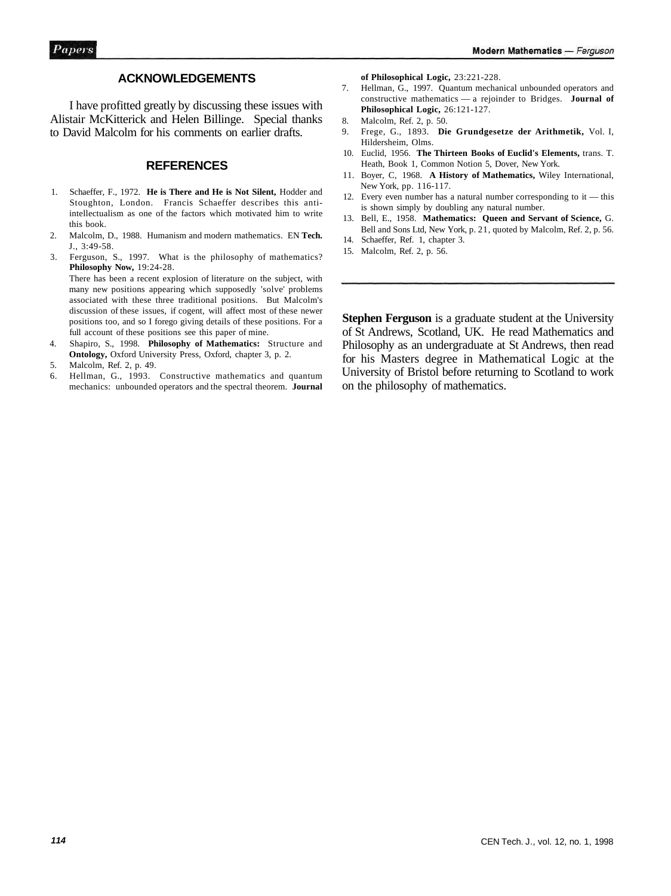## ACKNOWLEDGEMENTS

I have profitted greatly by discussing these issues with Alistair McKitterick and Helen Billinge. Special thanks to David Malcolm for his comments on earlier drafts.

## REFERENCES

1. Schaeffer, F., 1972. **He is There and He is Not Silent,** Hodder and Stoughton, London. Francis Schaeffer describes this anti-intellectualism as one of the factors which motivated him to write this book.
2. Malcolm, D., 1988. Humanism and modern mathematics. EN **Tech. J.,** 3:49-58.
3. Ferguson, S., 1997. What is the philosophy of mathematics? **Philosophy Now,** 19:24-28.
   There has been a recent explosion of literature on the subject, with many new positions appearing which supposedly 'solve' problems associated with these three traditional positions. But Malcolm's discussion of these issues, if cogent, will affect most of these newer positions too, and so I forego giving details of these positions. For a full account of these positions see this paper of mine.
4. Shapiro, S., 1998. **Philosophy of Mathematics:** Structure and **Ontology,** Oxford University Press, Oxford, chapter 3, p. 2.
5. Malcolm, Ref. 2, p. 49.
6. Hellman, G., 1993. Constructive mathematics and quantum mechanics: unbounded operators and the spectral theorem. **Journal of Philosophical Logic,** 23:221-228.
7. Hellman, G., 1997. Quantum mechanical unbounded operators and constructive mathematics — a rejoinder to Bridges. **Journal of Philosophical Logic,** 26:121-127.
8. Malcolm, Ref. 2, p. 50.
9. Frege, G., 1893. **Die Grundgesetze der Arithmetik,** Vol. I, Hildersheim, Olms.
10. Euclid, 1956. **The Thirteen Books of Euclid's Elements,** trans. T. Heath, Book 1, Common Notion 5, Dover, New York.
11. Boyer, C, 1968. **A History of Mathematics,** Wiley International, New York, pp. 116-117.
12. Every even number has a natural number corresponding to it — this is shown simply by doubling any natural number.
13. Bell, E., 1958. **Mathematics: Queen and Servant of Science,** G. Bell and Sons Ltd, New York, p. 21, quoted by Malcolm, Ref. 2, p. 56.
14. Schaeffer, Ref. 1, chapter 3.
15. Malcolm, Ref. 2, p. 56.

---

**Stephen Ferguson** is a graduate student at the University of St Andrews, Scotland, UK. He read Mathematics and Philosophy as an undergraduate at St Andrews, then read for his Masters degree in Mathematical Logic at the University of Bristol before returning to Scotland to work on the philosophy of mathematics.